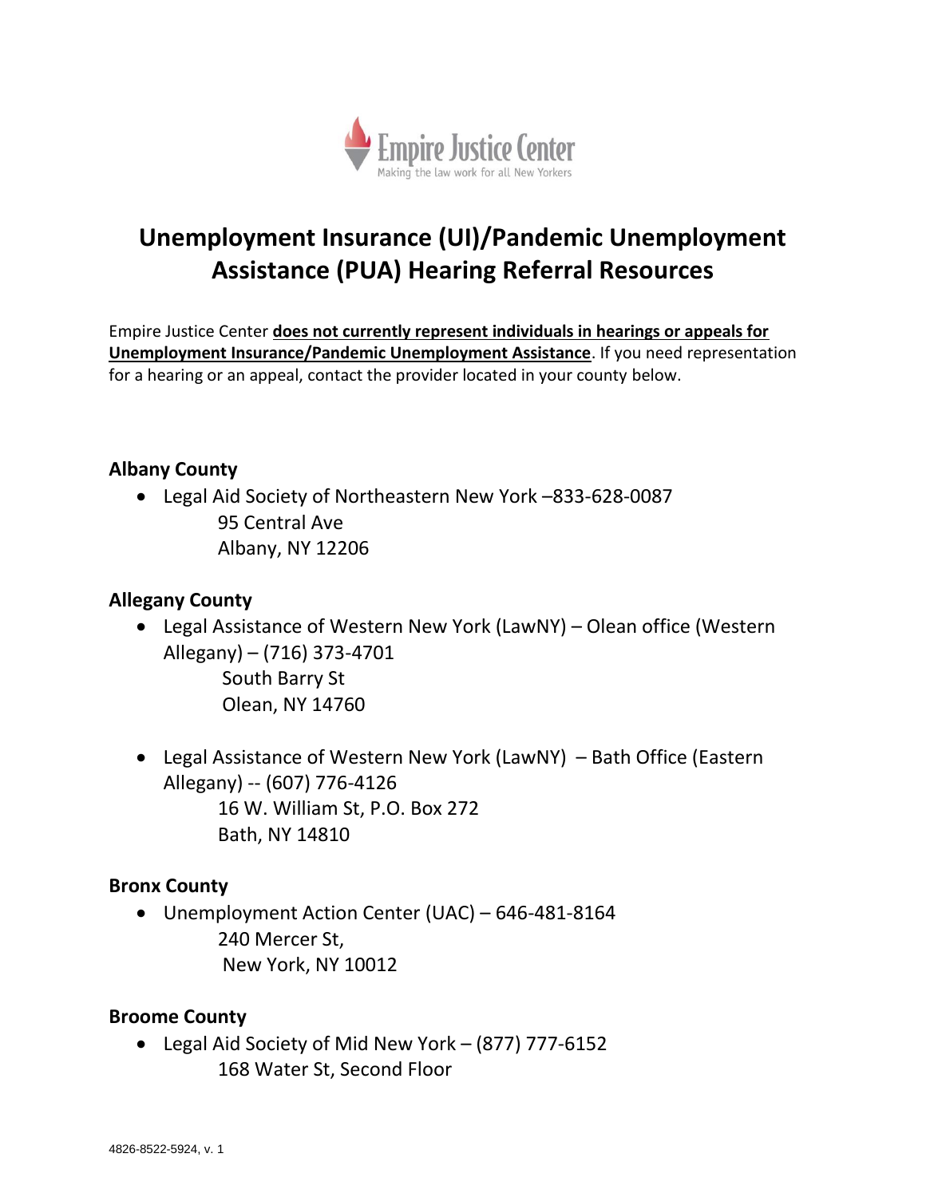Empire Justice Center
Making the law work for all New Yorkers

# Unemployment Insurance (UI)/Pandemic Unemployment Assistance (PUA) Hearing Referral Resources

Empire Justice Center **does not currently represent individuals in hearings or appeals for Unemployment Insurance/Pandemic Unemployment Assistance**. If you need representation for a hearing or an appeal, contact the provider located in your county below.

### Albany County

- Legal Aid Society of Northeastern New York –833-628-0087
  95 Central Ave
  Albany, NY 12206

### Allegany County

- Legal Assistance of Western New York (LawNY) – Olean office (Western Allegany) – (716) 373-4701
  South Barry St
  Olean, NY 14760

- Legal Assistance of Western New York (LawNY) – Bath Office (Eastern Allegany) -- (607) 776-4126
  16 W. William St, P.O. Box 272
  Bath, NY 14810

### Bronx County

- Unemployment Action Center (UAC) – 646-481-8164
  240 Mercer St,
  New York, NY 10012

### Broome County

- Legal Aid Society of Mid New York – (877) 777-6152
  168 Water St, Second Floor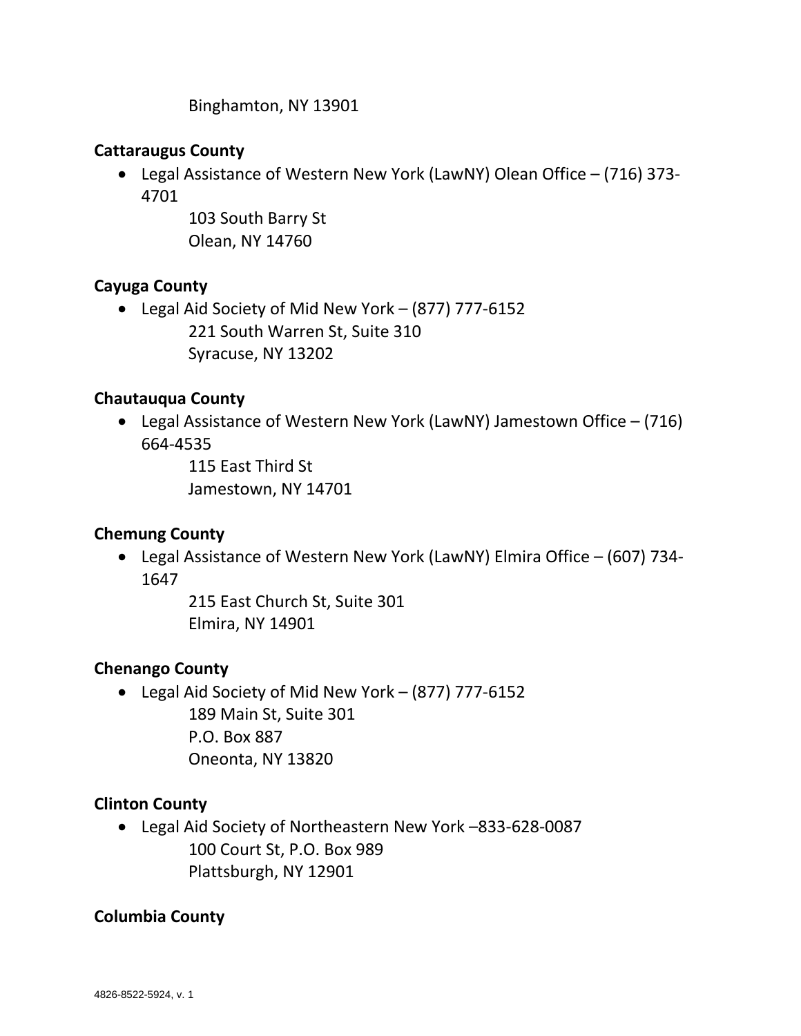Binghamton, NY 13901

**Cattaraugus County**

- Legal Assistance of Western New York (LawNY) Olean Office – (716) 373-4701
  103 South Barry St
  Olean, NY 14760

**Cayuga County**

- Legal Aid Society of Mid New York – (877) 777-6152
  221 South Warren St, Suite 310
  Syracuse, NY 13202

**Chautauqua County**

- Legal Assistance of Western New York (LawNY) Jamestown Office – (716) 664-4535
  115 East Third St
  Jamestown, NY 14701

**Chemung County**

- Legal Assistance of Western New York (LawNY) Elmira Office – (607) 734-1647
  215 East Church St, Suite 301
  Elmira, NY 14901

**Chenango County**

- Legal Aid Society of Mid New York – (877) 777-6152
  189 Main St, Suite 301
  P.O. Box 887
  Oneonta, NY 13820

**Clinton County**

- Legal Aid Society of Northeastern New York –833-628-0087
  100 Court St, P.O. Box 989
  Plattsburgh, NY 12901

**Columbia County**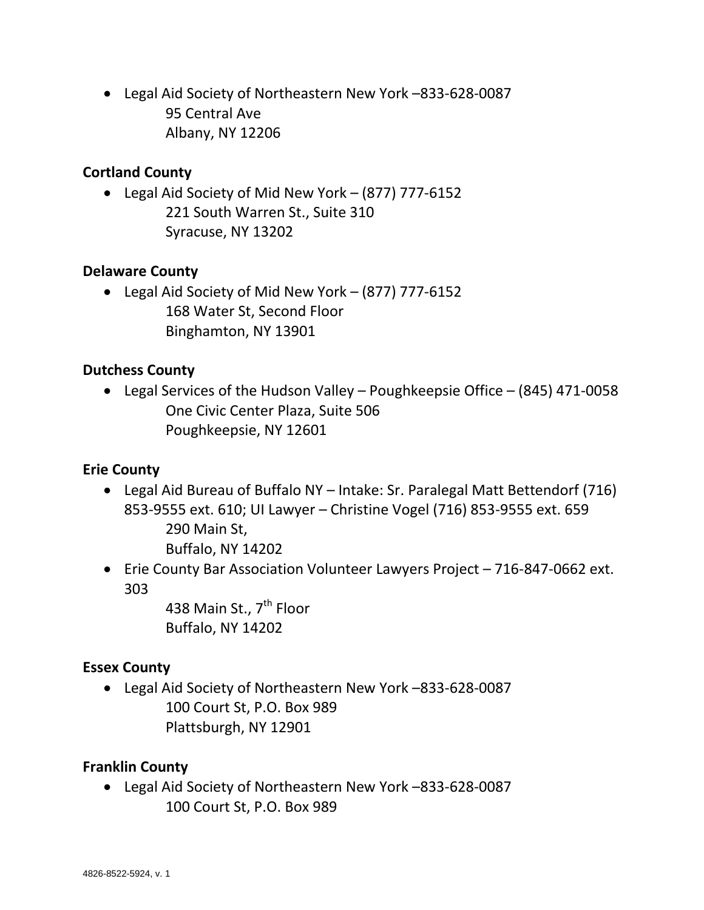- Legal Aid Society of Northeastern New York –833-628-0087
  95 Central Ave
  Albany, NY 12206

**Cortland County**

- Legal Aid Society of Mid New York – (877) 777-6152
  221 South Warren St., Suite 310
  Syracuse, NY 13202

**Delaware County**

- Legal Aid Society of Mid New York – (877) 777-6152
  168 Water St, Second Floor
  Binghamton, NY 13901

**Dutchess County**

- Legal Services of the Hudson Valley – Poughkeepsie Office – (845) 471-0058
  One Civic Center Plaza, Suite 506
  Poughkeepsie, NY 12601

**Erie County**

- Legal Aid Bureau of Buffalo NY – Intake: Sr. Paralegal Matt Bettendorf (716) 853-9555 ext. 610; UI Lawyer – Christine Vogel (716) 853-9555 ext. 659
  290 Main St,
  Buffalo, NY 14202
- Erie County Bar Association Volunteer Lawyers Project – 716-847-0662 ext. 303
  438 Main St., 7th Floor
  Buffalo, NY 14202

**Essex County**

- Legal Aid Society of Northeastern New York –833-628-0087
  100 Court St, P.O. Box 989
  Plattsburgh, NY 12901

**Franklin County**

- Legal Aid Society of Northeastern New York –833-628-0087
  100 Court St, P.O. Box 989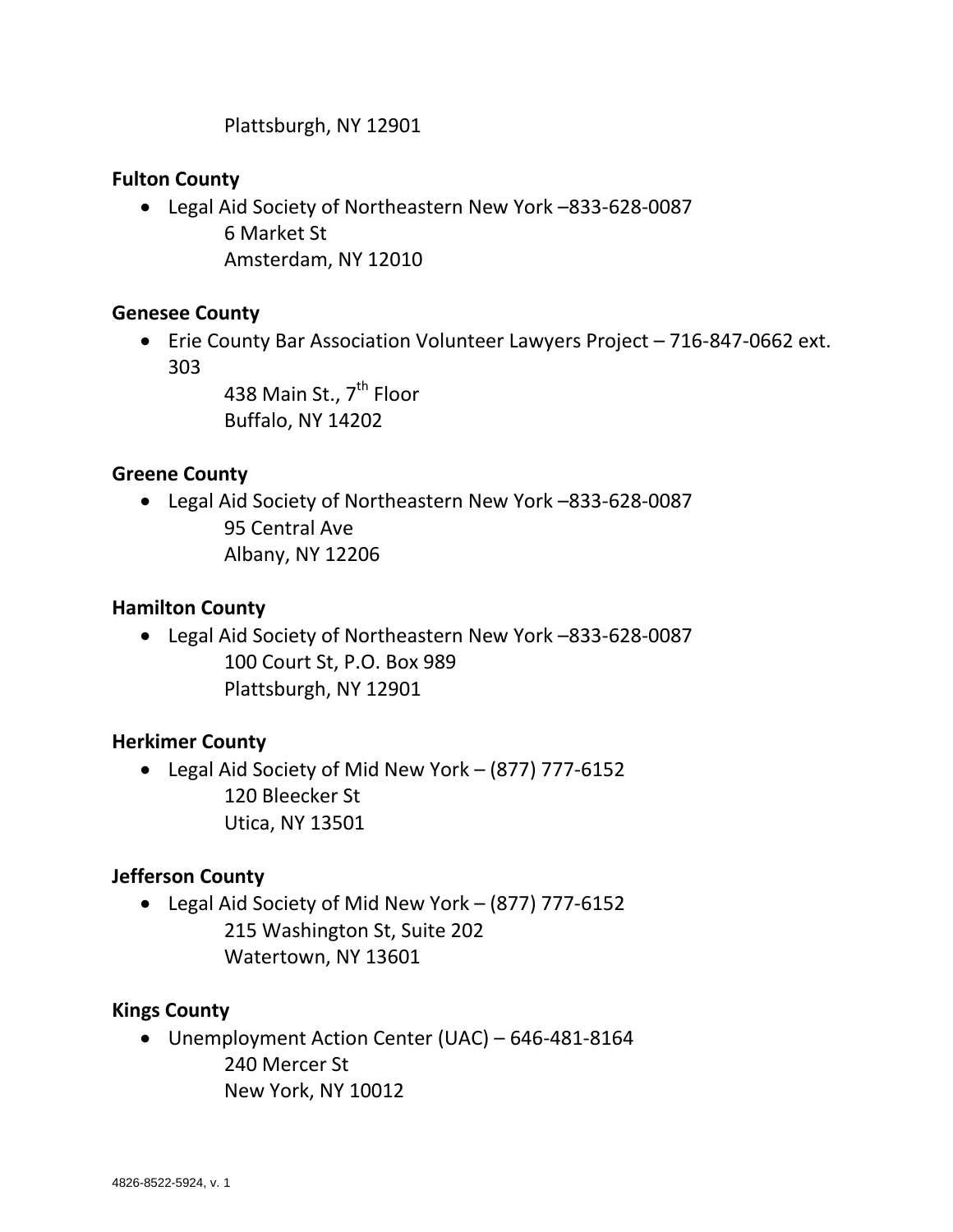Plattsburgh, NY 12901

**Fulton County**

- Legal Aid Society of Northeastern New York –833-628-0087
  6 Market St
  Amsterdam, NY 12010

**Genesee County**

- Erie County Bar Association Volunteer Lawyers Project – 716-847-0662 ext. 303
  438 Main St., 7th Floor
  Buffalo, NY 14202

**Greene County**

- Legal Aid Society of Northeastern New York –833-628-0087
  95 Central Ave
  Albany, NY 12206

**Hamilton County**

- Legal Aid Society of Northeastern New York –833-628-0087
  100 Court St, P.O. Box 989
  Plattsburgh, NY 12901

**Herkimer County**

- Legal Aid Society of Mid New York – (877) 777-6152
  120 Bleecker St
  Utica, NY 13501

**Jefferson County**

- Legal Aid Society of Mid New York – (877) 777-6152
  215 Washington St, Suite 202
  Watertown, NY 13601

**Kings County**

- Unemployment Action Center (UAC) – 646-481-8164
  240 Mercer St
  New York, NY 10012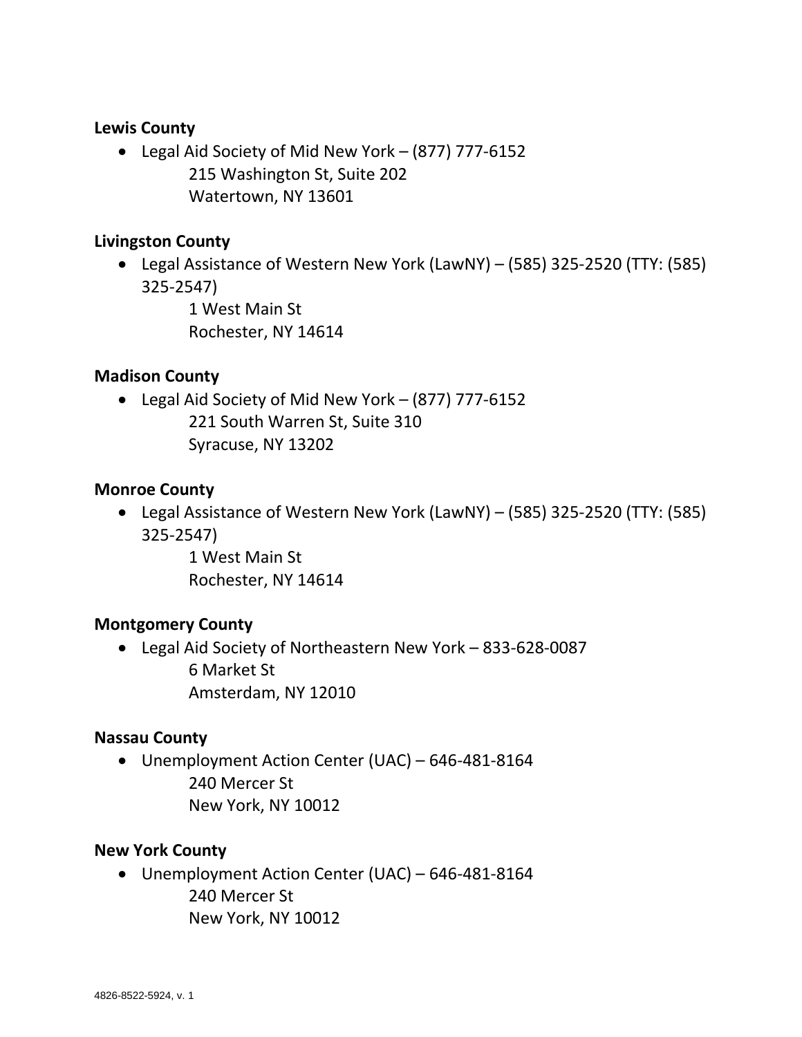**Lewis County**

- Legal Aid Society of Mid New York – (877) 777-6152
  215 Washington St, Suite 202
  Watertown, NY 13601

**Livingston County**

- Legal Assistance of Western New York (LawNY) – (585) 325-2520 (TTY: (585) 325-2547)
  1 West Main St
  Rochester, NY 14614

**Madison County**

- Legal Aid Society of Mid New York – (877) 777-6152
  221 South Warren St, Suite 310
  Syracuse, NY 13202

**Monroe County**

- Legal Assistance of Western New York (LawNY) – (585) 325-2520 (TTY: (585) 325-2547)
  1 West Main St
  Rochester, NY 14614

**Montgomery County**

- Legal Aid Society of Northeastern New York – 833-628-0087
  6 Market St
  Amsterdam, NY 12010

**Nassau County**

- Unemployment Action Center (UAC) – 646-481-8164
  240 Mercer St
  New York, NY 10012

**New York County**

- Unemployment Action Center (UAC) – 646-481-8164
  240 Mercer St
  New York, NY 10012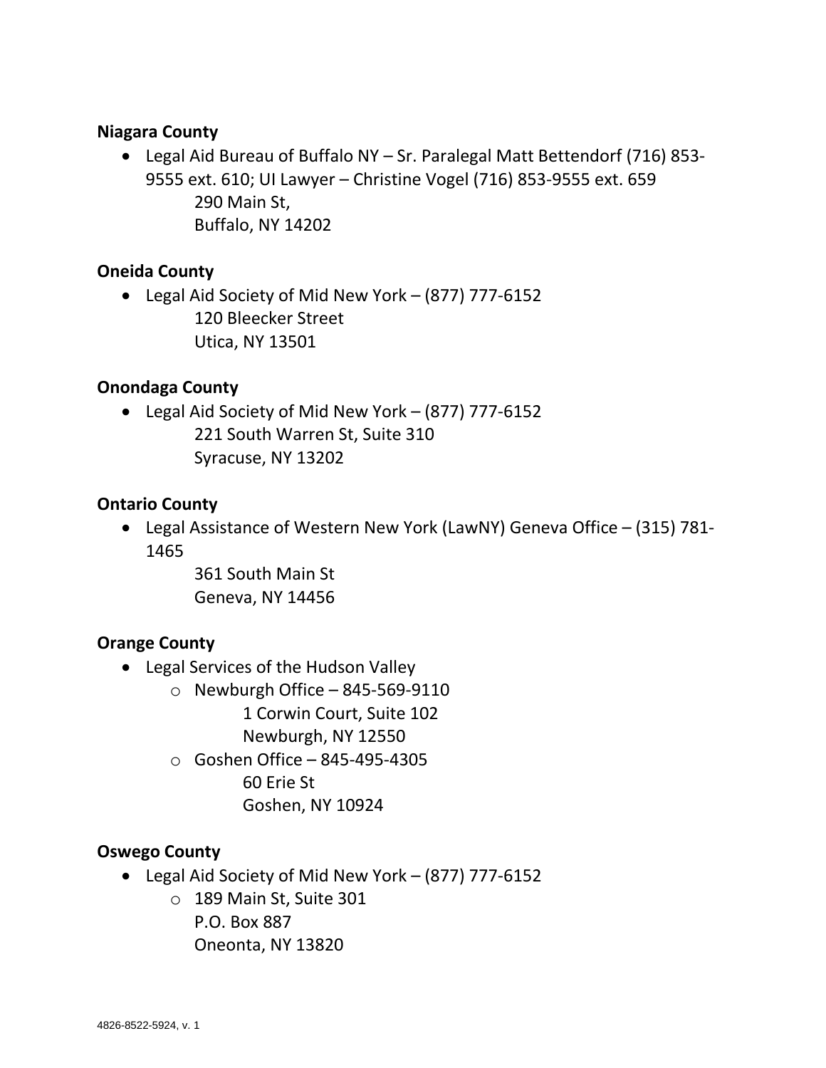**Niagara County**

- Legal Aid Bureau of Buffalo NY – Sr. Paralegal Matt Bettendorf (716) 853-9555 ext. 610; UI Lawyer – Christine Vogel (716) 853-9555 ext. 659
  290 Main St,
  Buffalo, NY 14202

**Oneida County**

- Legal Aid Society of Mid New York – (877) 777-6152
  120 Bleecker Street
  Utica, NY 13501

**Onondaga County**

- Legal Aid Society of Mid New York – (877) 777-6152
  221 South Warren St, Suite 310
  Syracuse, NY 13202

**Ontario County**

- Legal Assistance of Western New York (LawNY) Geneva Office – (315) 781-1465
  361 South Main St
  Geneva, NY 14456

**Orange County**

- Legal Services of the Hudson Valley
  - Newburgh Office – 845-569-9110
    1 Corwin Court, Suite 102
    Newburgh, NY 12550
  - Goshen Office – 845-495-4305
    60 Erie St
    Goshen, NY 10924

**Oswego County**

- Legal Aid Society of Mid New York – (877) 777-6152
  - 189 Main St, Suite 301
    P.O. Box 887
    Oneonta, NY 13820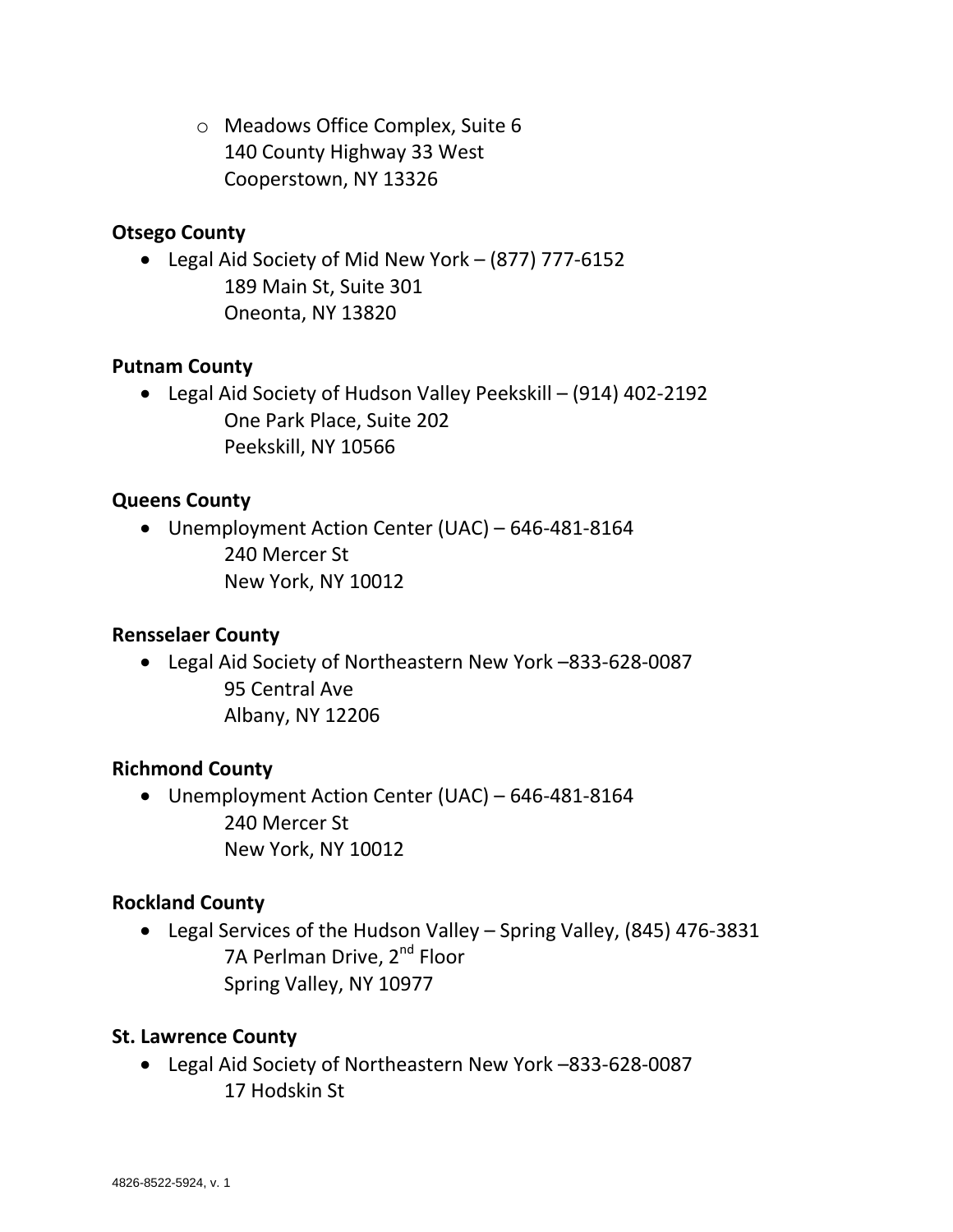- Meadows Office Complex, Suite 6
  140 County Highway 33 West
  Cooperstown, NY 13326

**Otsego County**

- Legal Aid Society of Mid New York – (877) 777-6152
  189 Main St, Suite 301
  Oneonta, NY 13820

**Putnam County**

- Legal Aid Society of Hudson Valley Peekskill – (914) 402-2192
  One Park Place, Suite 202
  Peekskill, NY 10566

**Queens County**

- Unemployment Action Center (UAC) – 646-481-8164
  240 Mercer St
  New York, NY 10012

**Rensselaer County**

- Legal Aid Society of Northeastern New York –833-628-0087
  95 Central Ave
  Albany, NY 12206

**Richmond County**

- Unemployment Action Center (UAC) – 646-481-8164
  240 Mercer St
  New York, NY 10012

**Rockland County**

- Legal Services of the Hudson Valley – Spring Valley, (845) 476-3831
  7A Perlman Drive, 2nd Floor
  Spring Valley, NY 10977

**St. Lawrence County**

- Legal Aid Society of Northeastern New York –833-628-0087
  17 Hodskin St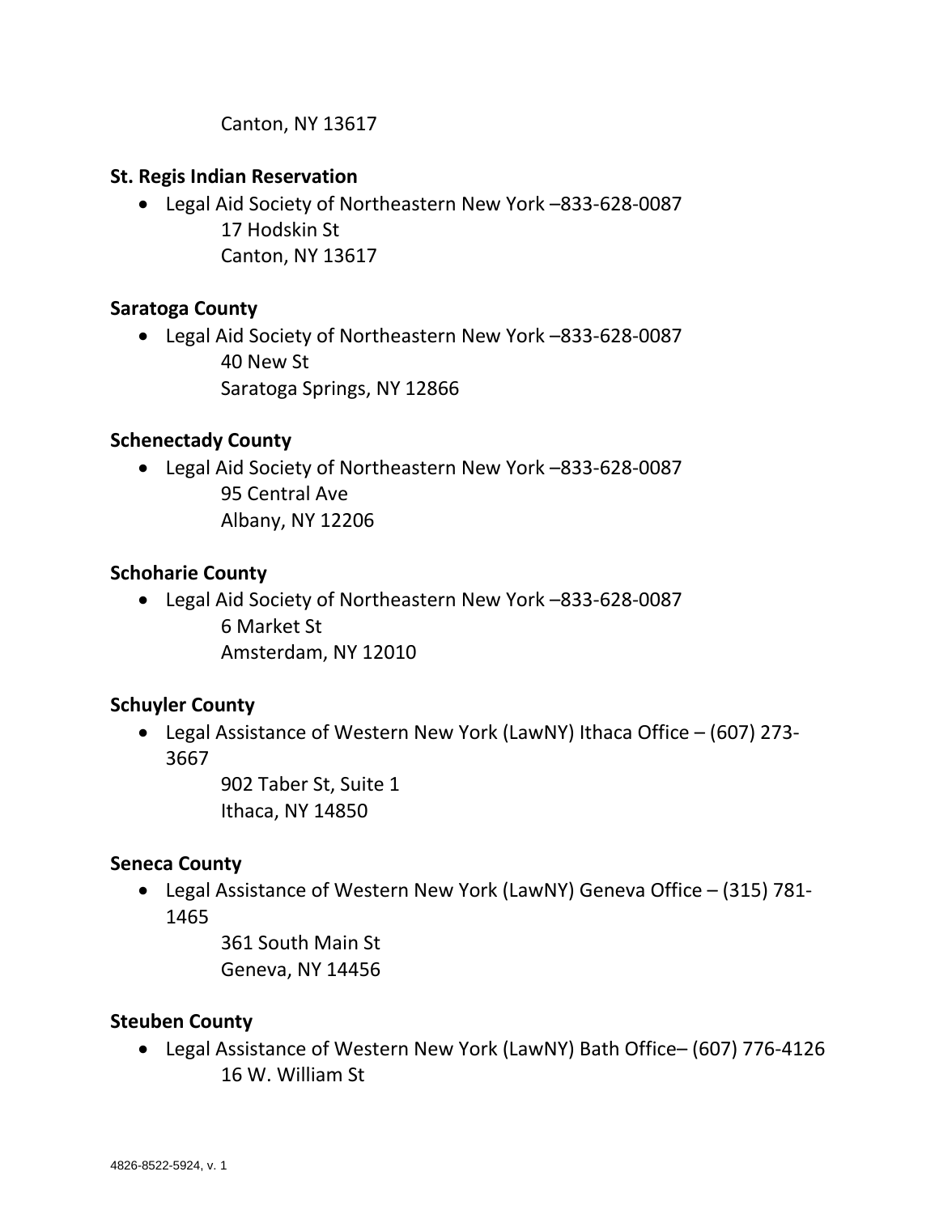Canton, NY 13617

**St. Regis Indian Reservation**

- Legal Aid Society of Northeastern New York –833-628-0087
  17 Hodskin St
  Canton, NY 13617

**Saratoga County**

- Legal Aid Society of Northeastern New York –833-628-0087
  40 New St
  Saratoga Springs, NY 12866

**Schenectady County**

- Legal Aid Society of Northeastern New York –833-628-0087
  95 Central Ave
  Albany, NY 12206

**Schoharie County**

- Legal Aid Society of Northeastern New York –833-628-0087
  6 Market St
  Amsterdam, NY 12010

**Schuyler County**

- Legal Assistance of Western New York (LawNY) Ithaca Office – (607) 273-3667
  902 Taber St, Suite 1
  Ithaca, NY 14850

**Seneca County**

- Legal Assistance of Western New York (LawNY) Geneva Office – (315) 781-1465
  361 South Main St
  Geneva, NY 14456

**Steuben County**

- Legal Assistance of Western New York (LawNY) Bath Office– (607) 776-4126
  16 W. William St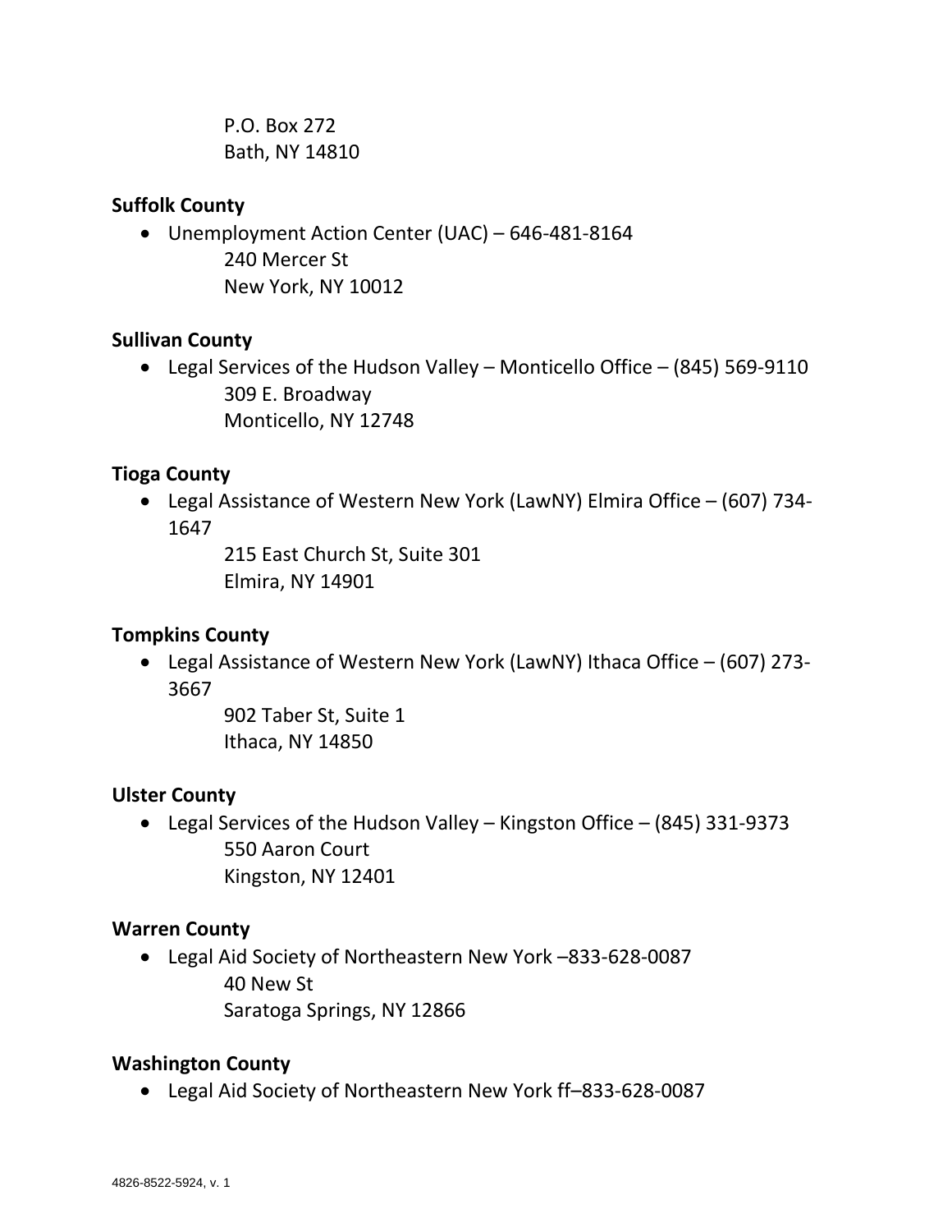P.O. Box 272
Bath, NY 14810

**Suffolk County**

- Unemployment Action Center (UAC) – 646-481-8164
  240 Mercer St
  New York, NY 10012

**Sullivan County**

- Legal Services of the Hudson Valley – Monticello Office – (845) 569-9110
  309 E. Broadway
  Monticello, NY 12748

**Tioga County**

- Legal Assistance of Western New York (LawNY) Elmira Office – (607) 734-1647
  215 East Church St, Suite 301
  Elmira, NY 14901

**Tompkins County**

- Legal Assistance of Western New York (LawNY) Ithaca Office – (607) 273-3667
  902 Taber St, Suite 1
  Ithaca, NY 14850

**Ulster County**

- Legal Services of the Hudson Valley – Kingston Office – (845) 331-9373
  550 Aaron Court
  Kingston, NY 12401

**Warren County**

- Legal Aid Society of Northeastern New York –833-628-0087
  40 New St
  Saratoga Springs, NY 12866

**Washington County**

- Legal Aid Society of Northeastern New York ff–833-628-0087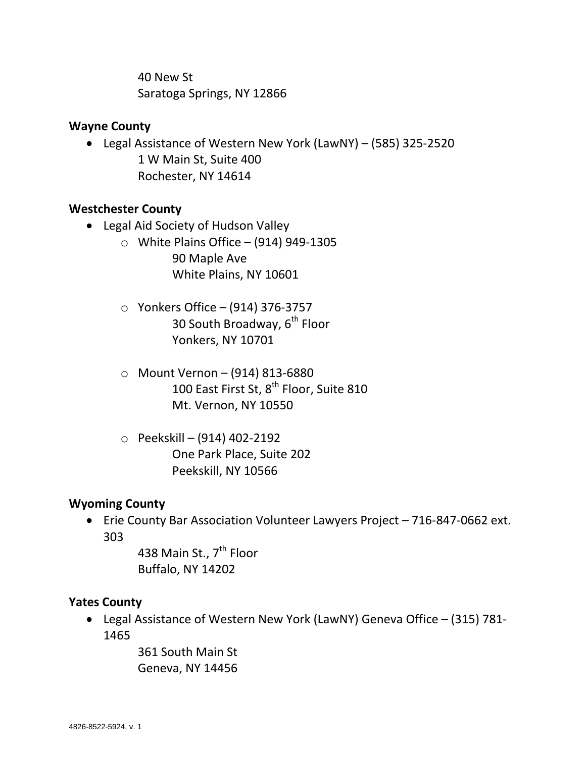40 New St
Saratoga Springs, NY 12866

**Wayne County**

- Legal Assistance of Western New York (LawNY) – (585) 325-2520
  1 W Main St, Suite 400
  Rochester, NY 14614

**Westchester County**

- Legal Aid Society of Hudson Valley
  - White Plains Office – (914) 949-1305
    90 Maple Ave
    White Plains, NY 10601
  - Yonkers Office – (914) 376-3757
    30 South Broadway, 6th Floor
    Yonkers, NY 10701
  - Mount Vernon – (914) 813-6880
    100 East First St, 8th Floor, Suite 810
    Mt. Vernon, NY 10550
  - Peekskill – (914) 402-2192
    One Park Place, Suite 202
    Peekskill, NY 10566

**Wyoming County**

- Erie County Bar Association Volunteer Lawyers Project – 716-847-0662 ext. 303
  438 Main St., 7th Floor
  Buffalo, NY 14202

**Yates County**

- Legal Assistance of Western New York (LawNY) Geneva Office – (315) 781-1465
  361 South Main St
  Geneva, NY 14456

4826-8522-5924, v. 1